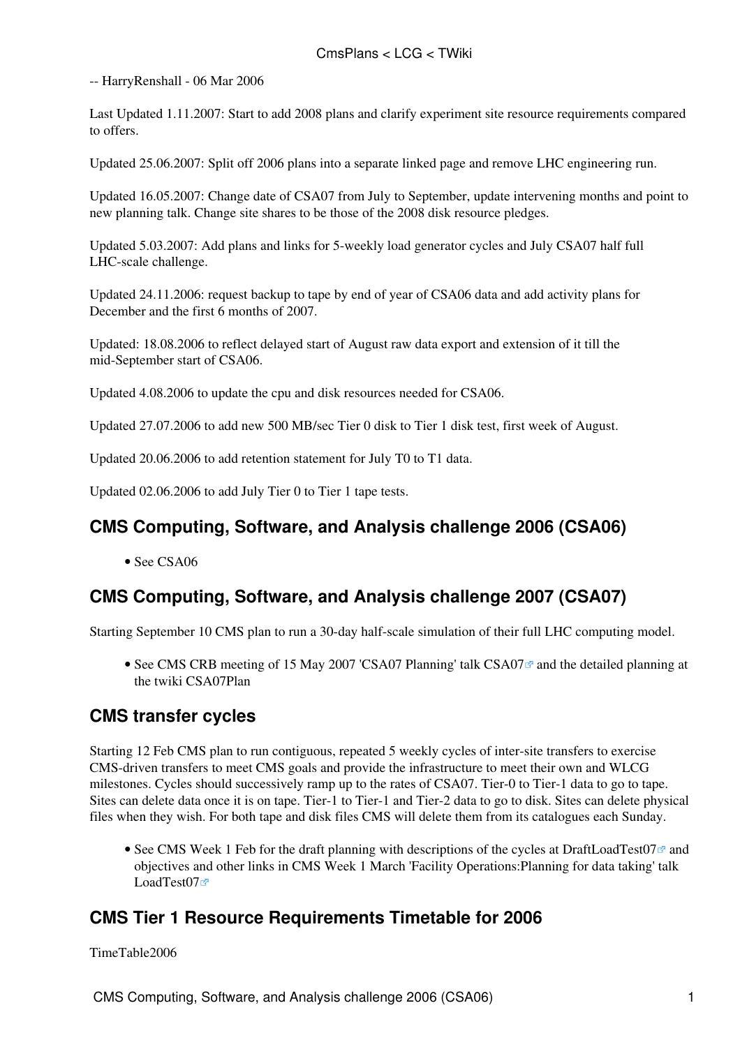-- HarryRenshall - 06 Mar 2006

Last Updated 1.11.2007: Start to add 2008 plans and clarify experiment site resource requirements compared to offers.

Updated 25.06.2007: Split off 2006 plans into a separate linked page and remove LHC engineering run.

Updated 16.05.2007: Change date of CSA07 from July to September, update intervening months and point to new planning talk. Change site shares to be those of the 2008 disk resource pledges.

Updated 5.03.2007: Add plans and links for 5-weekly load generator cycles and July CSA07 half full LHC-scale challenge.

Updated 24.11.2006: request backup to tape by end of year of CSA06 data and add activity plans for December and the first 6 months of 2007.

Updated: 18.08.2006 to reflect delayed start of August raw data export and extension of it till the mid-September start of CSA06.

Updated 4.08.2006 to update the cpu and disk resources needed for CSA06.

Updated 27.07.2006 to add new 500 MB/sec Tier 0 disk to Tier 1 disk test, first week of August.

Updated 20.06.2006 to add retention statement for July T0 to T1 data.

Updated 02.06.2006 to add July Tier 0 to Tier 1 tape tests.

## CMS Computing, Software, and Analysis challenge 2006 (CSA06)

- See CSA06

## CMS Computing, Software, and Analysis challenge 2007 (CSA07)

Starting September 10 CMS plan to run a 30-day half-scale simulation of their full LHC computing model.

- See CMS CRB meeting of 15 May 2007 'CSA07 Planning' talk CSA07 and the detailed planning at the twiki CSA07Plan

## CMS transfer cycles

Starting 12 Feb CMS plan to run contiguous, repeated 5 weekly cycles of inter-site transfers to exercise CMS-driven transfers to meet CMS goals and provide the infrastructure to meet their own and WLCG milestones. Cycles should successively ramp up to the rates of CSA07. Tier-0 to Tier-1 data to go to tape. Sites can delete data once it is on tape. Tier-1 to Tier-1 and Tier-2 data to go to disk. Sites can delete physical files when they wish. For both tape and disk files CMS will delete them from its catalogues each Sunday.

- See CMS Week 1 Feb for the draft planning with descriptions of the cycles at DraftLoadTest07 and objectives and other links in CMS Week 1 March 'Facility Operations:Planning for data taking' talk LoadTest07

## CMS Tier 1 Resource Requirements Timetable for 2006

TimeTable2006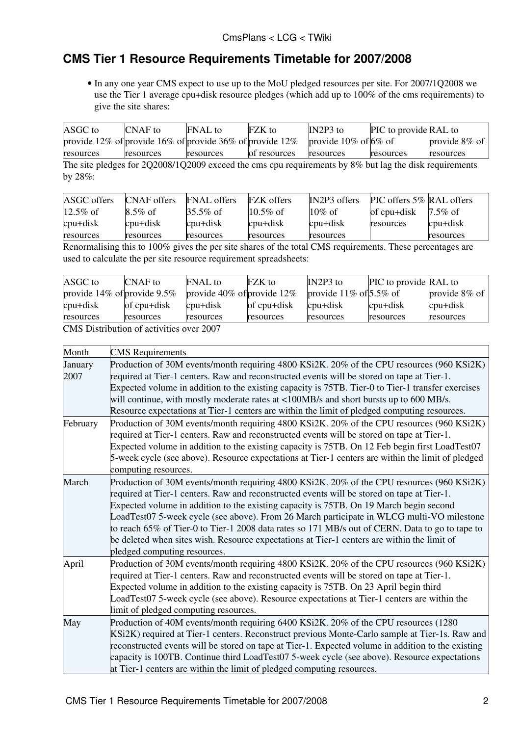## CMS Tier 1 Resource Requirements Timetable for 2007/2008

- In any one year CMS expect to use up to the MoU pledged resources per site. For 2007/1Q2008 we use the Tier 1 average cpu+disk resource pledges (which add up to 100% of the cms requirements) to give the site shares:

| ASGC to provide 12% of resources | CNAF to provide 16% of resources | FNAL to provide 36% of resources | FZK to provide 12% of resources | IN2P3 to provide 10% of resources | PIC to provide 6% of resources | RAL to provide 8% of resources |
|---|---|---|---|---|---|---|

The site pledges for 2Q2008/1Q2009 exceed the cms cpu requirements by 8% but lag the disk requirements by 28%:

| ASGC offers 12.5% of cpu+disk resources | CNAF offers 8.5% of cpu+disk resources | FNAL offers 35.5% of cpu+disk resources | FZK offers 10.5% of cpu+disk resources | IN2P3 offers 10% of cpu+disk resources | PIC offers 5% of cpu+disk resources | RAL offers 7.5% of cpu+disk resources |
|---|---|---|---|---|---|---|

Renormalising this to 100% gives the per site shares of the total CMS requirements. These percentages are used to calculate the per site resource requirement spreadsheets:

| ASGC to provide 14% of cpu+disk resources | CNAF to provide 9.5% of cpu+disk resources | FNAL to provide 40% of cpu+disk resources | FZK to provide 12% of cpu+disk resources | IN2P3 to provide 11% of cpu+disk resources | PIC to provide 5.5% of cpu+disk resources | RAL to provide 8% of cpu+disk resources |
|---|---|---|---|---|---|---|

CMS Distribution of activities over 2007

| Month | CMS Requirements |
|---|---|
| January 2007 | Production of 30M events/month requiring 4800 KSi2K. 20% of the CPU resources (960 KSi2K) required at Tier-1 centers. Raw and reconstructed events will be stored on tape at Tier-1. Expected volume in addition to the existing capacity is 75TB. Tier-0 to Tier-1 transfer exercises will continue, with mostly moderate rates at <100MB/s and short bursts up to 600 MB/s. Resource expectations at Tier-1 centers are within the limit of pledged computing resources. |
| February | Production of 30M events/month requiring 4800 KSi2K. 20% of the CPU resources (960 KSi2K) required at Tier-1 centers. Raw and reconstructed events will be stored on tape at Tier-1. Expected volume in addition to the existing capacity is 75TB. On 12 Feb begin first LoadTest07 5-week cycle (see above). Resource expectations at Tier-1 centers are within the limit of pledged computing resources. |
| March | Production of 30M events/month requiring 4800 KSi2K. 20% of the CPU resources (960 KSi2K) required at Tier-1 centers. Raw and reconstructed events will be stored on tape at Tier-1. Expected volume in addition to the existing capacity is 75TB. On 19 March begin second LoadTest07 5-week cycle (see above). From 26 March participate in WLCG multi-VO milestone to reach 65% of Tier-0 to Tier-1 2008 data rates so 171 MB/s out of CERN. Data to go to tape to be deleted when sites wish. Resource expectations at Tier-1 centers are within the limit of pledged computing resources. |
| April | Production of 30M events/month requiring 4800 KSi2K. 20% of the CPU resources (960 KSi2K) required at Tier-1 centers. Raw and reconstructed events will be stored on tape at Tier-1. Expected volume in addition to the existing capacity is 75TB. On 23 April begin third LoadTest07 5-week cycle (see above). Resource expectations at Tier-1 centers are within the limit of pledged computing resources. |
| May | Production of 40M events/month requiring 6400 KSi2K. 20% of the CPU resources (1280 KSi2K) required at Tier-1 centers. Reconstruct previous Monte-Carlo sample at Tier-1s. Raw and reconstructed events will be stored on tape at Tier-1. Expected volume in addition to the existing capacity is 100TB. Continue third LoadTest07 5-week cycle (see above). Resource expectations at Tier-1 centers are within the limit of pledged computing resources. |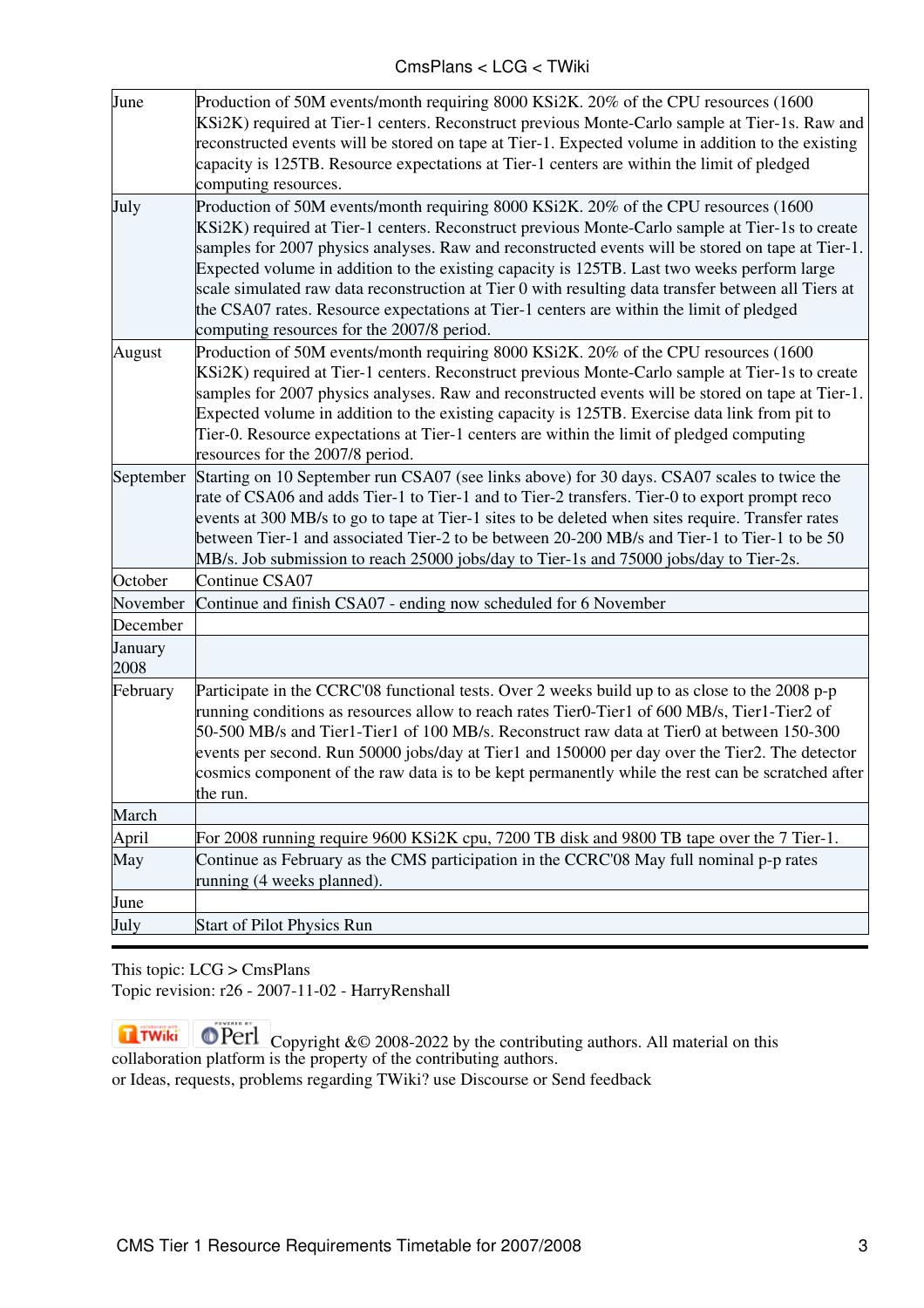| | |
|---|---|
| June | Production of 50M events/month requiring 8000 KSi2K. 20% of the CPU resources (1600 KSi2K) required at Tier-1 centers. Reconstruct previous Monte-Carlo sample at Tier-1s. Raw and reconstructed events will be stored on tape at Tier-1. Expected volume in addition to the existing capacity is 125TB. Resource expectations at Tier-1 centers are within the limit of pledged computing resources. |
| July | Production of 50M events/month requiring 8000 KSi2K. 20% of the CPU resources (1600 KSi2K) required at Tier-1 centers. Reconstruct previous Monte-Carlo sample at Tier-1s to create samples for 2007 physics analyses. Raw and reconstructed events will be stored on tape at Tier-1. Expected volume in addition to the existing capacity is 125TB. Last two weeks perform large scale simulated raw data reconstruction at Tier 0 with resulting data transfer between all Tiers at the CSA07 rates. Resource expectations at Tier-1 centers are within the limit of pledged computing resources for the 2007/8 period. |
| August | Production of 50M events/month requiring 8000 KSi2K. 20% of the CPU resources (1600 KSi2K) required at Tier-1 centers. Reconstruct previous Monte-Carlo sample at Tier-1s to create samples for 2007 physics analyses. Raw and reconstructed events will be stored on tape at Tier-1. Expected volume in addition to the existing capacity is 125TB. Exercise data link from pit to Tier-0. Resource expectations at Tier-1 centers are within the limit of pledged computing resources for the 2007/8 period. |
| September | Starting on 10 September run CSA07 (see links above) for 30 days. CSA07 scales to twice the rate of CSA06 and adds Tier-1 to Tier-1 and to Tier-2 transfers. Tier-0 to export prompt reco events at 300 MB/s to go to tape at Tier-1 sites to be deleted when sites require. Transfer rates between Tier-1 and associated Tier-2 to be between 20-200 MB/s and Tier-1 to Tier-1 to be 50 MB/s. Job submission to reach 25000 jobs/day to Tier-1s and 75000 jobs/day to Tier-2s. |
| October | Continue CSA07 |
| November | Continue and finish CSA07 - ending now scheduled for 6 November |
| December | |
| January 2008 | |
| February | Participate in the CCRC'08 functional tests. Over 2 weeks build up to as close to the 2008 p-p running conditions as resources allow to reach rates Tier0-Tier1 of 600 MB/s, Tier1-Tier2 of 50-500 MB/s and Tier1-Tier1 of 100 MB/s. Reconstruct raw data at Tier0 at between 150-300 events per second. Run 50000 jobs/day at Tier1 and 150000 per day over the Tier2. The detector cosmics component of the raw data is to be kept permanently while the rest can be scratched after the run. |
| March | |
| April | For 2008 running require 9600 KSi2K cpu, 7200 TB disk and 9800 TB tape over the 7 Tier-1. |
| May | Continue as February as the CMS participation in the CCRC'08 May full nominal p-p rates running (4 weeks planned). |
| June | |
| July | Start of Pilot Physics Run |

This topic: LCG > CmsPlans
Topic revision: r26 - 2007-11-02 - HarryRenshall

Copyright &© 2008-2022 by the contributing authors. All material on this collaboration platform is the property of the contributing authors.
or Ideas, requests, problems regarding TWiki? use Discourse or Send feedback